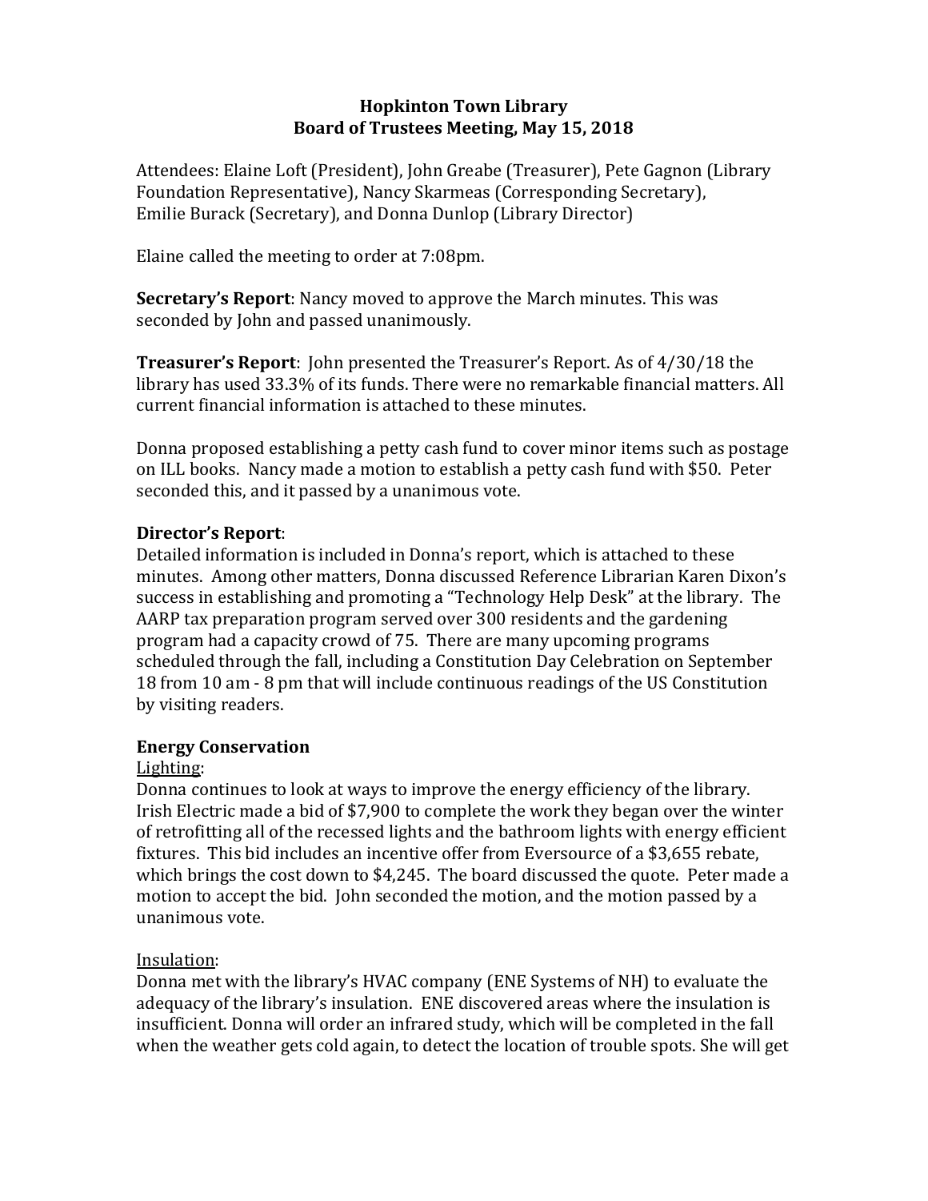# Hopkinton Town Library
## Board of Trustees Meeting, May 15, 2018

Attendees: Elaine Loft (President), John Greabe (Treasurer), Pete Gagnon (Library Foundation Representative), Nancy Skarmeas (Corresponding Secretary), Emilie Burack (Secretary), and Donna Dunlop (Library Director)

Elaine called the meeting to order at 7:08pm.

**Secretary's Report**: Nancy moved to approve the March minutes. This was seconded by John and passed unanimously.

**Treasurer's Report**: John presented the Treasurer's Report. As of 4/30/18 the library has used 33.3% of its funds. There were no remarkable financial matters. All current financial information is attached to these minutes.

Donna proposed establishing a petty cash fund to cover minor items such as postage on ILL books. Nancy made a motion to establish a petty cash fund with $50. Peter seconded this, and it passed by a unanimous vote.

**Director's Report**:
Detailed information is included in Donna's report, which is attached to these minutes. Among other matters, Donna discussed Reference Librarian Karen Dixon's success in establishing and promoting a "Technology Help Desk" at the library. The AARP tax preparation program served over 300 residents and the gardening program had a capacity crowd of 75. There are many upcoming programs scheduled through the fall, including a Constitution Day Celebration on September 18 from 10 am - 8 pm that will include continuous readings of the US Constitution by visiting readers.

**Energy Conservation**

Lighting:
Donna continues to look at ways to improve the energy efficiency of the library. Irish Electric made a bid of $7,900 to complete the work they began over the winter of retrofitting all of the recessed lights and the bathroom lights with energy efficient fixtures. This bid includes an incentive offer from Eversource of a $3,655 rebate, which brings the cost down to $4,245. The board discussed the quote. Peter made a motion to accept the bid. John seconded the motion, and the motion passed by a unanimous vote.

Insulation:
Donna met with the library's HVAC company (ENE Systems of NH) to evaluate the adequacy of the library's insulation. ENE discovered areas where the insulation is insufficient. Donna will order an infrared study, which will be completed in the fall when the weather gets cold again, to detect the location of trouble spots. She will get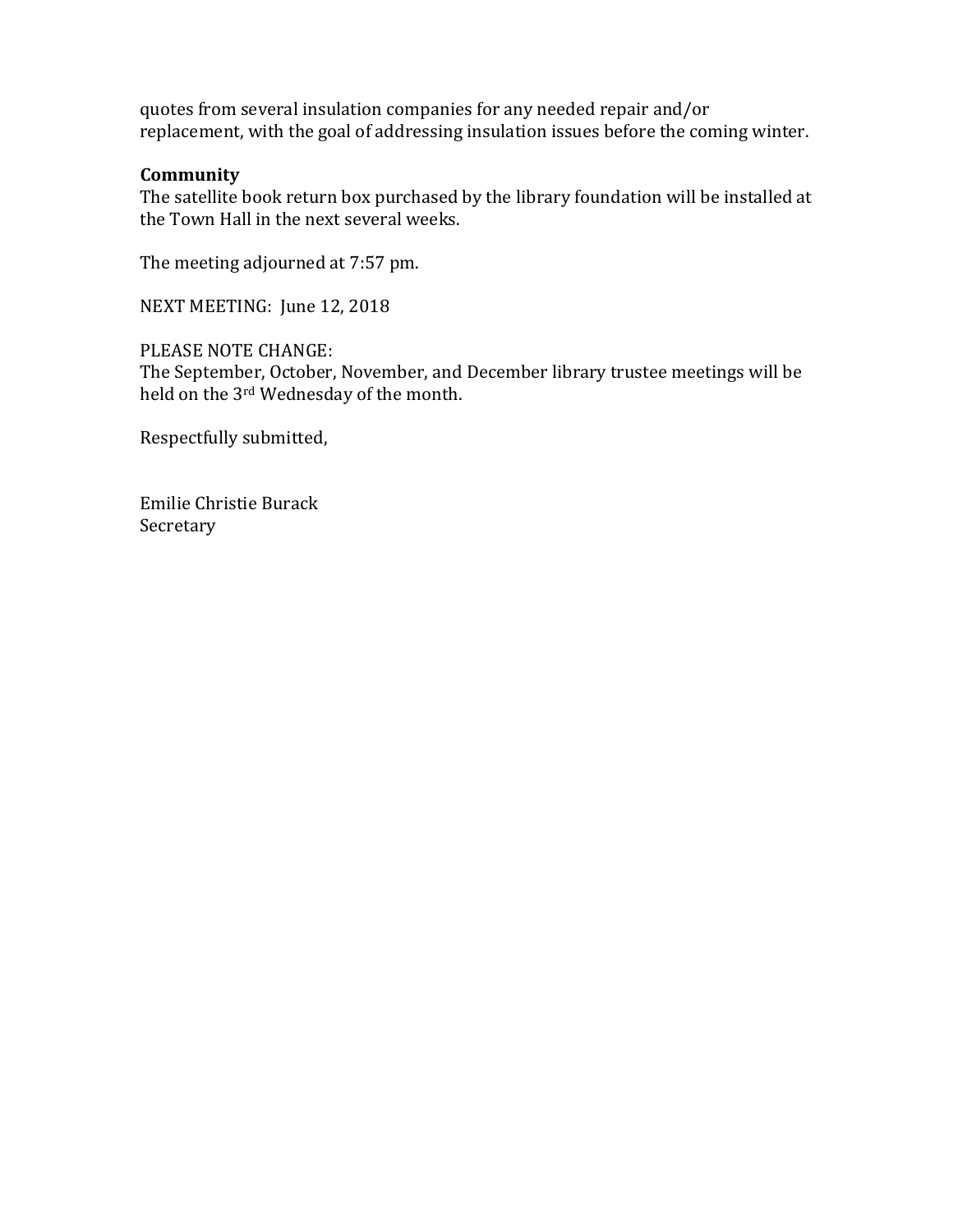quotes from several insulation companies for any needed repair and/or replacement, with the goal of addressing insulation issues before the coming winter.

**Community**

The satellite book return box purchased by the library foundation will be installed at the Town Hall in the next several weeks.

The meeting adjourned at 7:57 pm.

NEXT MEETING: June 12, 2018

PLEASE NOTE CHANGE:
The September, October, November, and December library trustee meetings will be held on the 3rd Wednesday of the month.

Respectfully submitted,

Emilie Christie Burack
Secretary